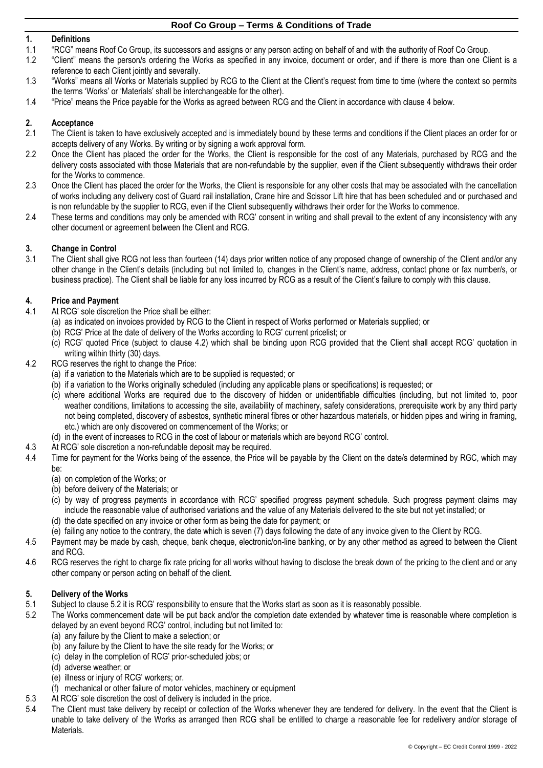# Roof Co Group – Terms & Conditions of Trade

## 1. Definitions

1.1 "RCG" means Roof Co Group, its successors and assigns or any person acting on behalf of and with the authority of Roof Co Group.

1.2 "Client" means the person/s ordering the Works as specified in any invoice, document or order, and if there is more than one Client is a reference to each Client jointly and severally.

1.3 "Works" means all Works or Materials supplied by RCG to the Client at the Client's request from time to time (where the context so permits the terms 'Works' or 'Materials' shall be interchangeable for the other).

1.4 "Price" means the Price payable for the Works as agreed between RCG and the Client in accordance with clause 4 below.

## 2. Acceptance

2.1 The Client is taken to have exclusively accepted and is immediately bound by these terms and conditions if the Client places an order for or accepts delivery of any Works. By writing or by signing a work approval form.

2.2 Once the Client has placed the order for the Works, the Client is responsible for the cost of any Materials, purchased by RCG and the delivery costs associated with those Materials that are non-refundable by the supplier, even if the Client subsequently withdraws their order for the Works to commence.

2.3 Once the Client has placed the order for the Works, the Client is responsible for any other costs that may be associated with the cancellation of works including any delivery cost of Guard rail installation, Crane hire and Scissor Lift hire that has been scheduled and or purchased and is non refundable by the supplier to RCG, even if the Client subsequently withdraws their order for the Works to commence.

2.4 These terms and conditions may only be amended with RCG' consent in writing and shall prevail to the extent of any inconsistency with any other document or agreement between the Client and RCG.

## 3. Change in Control

3.1 The Client shall give RCG not less than fourteen (14) days prior written notice of any proposed change of ownership of the Client and/or any other change in the Client's details (including but not limited to, changes in the Client's name, address, contact phone or fax number/s, or business practice). The Client shall be liable for any loss incurred by RCG as a result of the Client's failure to comply with this clause.

## 4. Price and Payment

4.1 At RCG' sole discretion the Price shall be either:
  (a) as indicated on invoices provided by RCG to the Client in respect of Works performed or Materials supplied; or
  (b) RCG' Price at the date of delivery of the Works according to RCG' current pricelist; or
  (c) RCG' quoted Price (subject to clause 4.2) which shall be binding upon RCG provided that the Client shall accept RCG' quotation in writing within thirty (30) days.

4.2 RCG reserves the right to change the Price:
  (a) if a variation to the Materials which are to be supplied is requested; or
  (b) if a variation to the Works originally scheduled (including any applicable plans or specifications) is requested; or
  (c) where additional Works are required due to the discovery of hidden or unidentifiable difficulties (including, but not limited to, poor weather conditions, limitations to accessing the site, availability of machinery, safety considerations, prerequisite work by any third party not being completed, discovery of asbestos, synthetic mineral fibres or other hazardous materials, or hidden pipes and wiring in framing, etc.) which are only discovered on commencement of the Works; or
  (d) in the event of increases to RCG in the cost of labour or materials which are beyond RCG' control.

4.3 At RCG' sole discretion a non-refundable deposit may be required.

4.4 Time for payment for the Works being of the essence, the Price will be payable by the Client on the date/s determined by RGC, which may be:
  (a) on completion of the Works; or
  (b) before delivery of the Materials; or
  (c) by way of progress payments in accordance with RCG' specified progress payment schedule. Such progress payment claims may include the reasonable value of authorised variations and the value of any Materials delivered to the site but not yet installed; or
  (d) the date specified on any invoice or other form as being the date for payment; or
  (e) failing any notice to the contrary, the date which is seven (7) days following the date of any invoice given to the Client by RCG.

4.5 Payment may be made by cash, cheque, bank cheque, electronic/on-line banking, or by any other method as agreed to between the Client and RCG.

4.6 RCG reserves the right to charge fix rate pricing for all works without having to disclose the break down of the pricing to the client and or any other company or person acting on behalf of the client.

## 5. Delivery of the Works

5.1 Subject to clause 5.2 it is RCG' responsibility to ensure that the Works start as soon as it is reasonably possible.

5.2 The Works commencement date will be put back and/or the completion date extended by whatever time is reasonable where completion is delayed by an event beyond RCG' control, including but not limited to:
  (a) any failure by the Client to make a selection; or
  (b) any failure by the Client to have the site ready for the Works; or
  (c) delay in the completion of RCG' prior-scheduled jobs; or
  (d) adverse weather; or
  (e) illness or injury of RCG' workers; or.
  (f) mechanical or other failure of motor vehicles, machinery or equipment

5.3 At RCG' sole discretion the cost of delivery is included in the price.

5.4 The Client must take delivery by receipt or collection of the Works whenever they are tendered for delivery. In the event that the Client is unable to take delivery of the Works as arranged then RCG shall be entitled to charge a reasonable fee for redelivery and/or storage of Materials.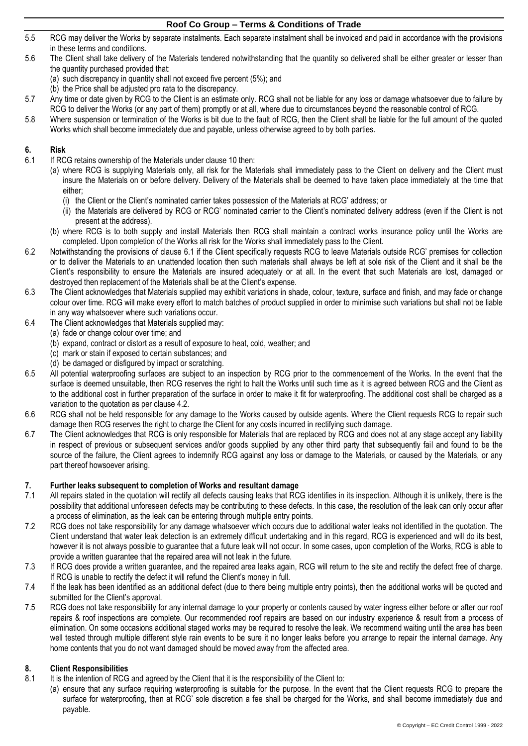5.5 RCG may deliver the Works by separate instalments. Each separate instalment shall be invoiced and paid in accordance with the provisions in these terms and conditions.

5.6 The Client shall take delivery of the Materials tendered notwithstanding that the quantity so delivered shall be either greater or lesser than the quantity purchased provided that:
  (a) such discrepancy in quantity shall not exceed five percent (5%); and
  (b) the Price shall be adjusted pro rata to the discrepancy.

5.7 Any time or date given by RCG to the Client is an estimate only. RCG shall not be liable for any loss or damage whatsoever due to failure by RCG to deliver the Works (or any part of them) promptly or at all, where due to circumstances beyond the reasonable control of RCG.

5.8 Where suspension or termination of the Works is bit due to the fault of RCG, then the Client shall be liable for the full amount of the quoted Works which shall become immediately due and payable, unless otherwise agreed to by both parties.

## 6. Risk

6.1 If RCG retains ownership of the Materials under clause 10 then:
  (a) where RCG is supplying Materials only, all risk for the Materials shall immediately pass to the Client on delivery and the Client must insure the Materials on or before delivery. Delivery of the Materials shall be deemed to have taken place immediately at the time that either;
    (i) the Client or the Client's nominated carrier takes possession of the Materials at RCG' address; or
    (ii) the Materials are delivered by RCG or RCG' nominated carrier to the Client's nominated delivery address (even if the Client is not present at the address).
  (b) where RCG is to both supply and install Materials then RCG shall maintain a contract works insurance policy until the Works are completed. Upon completion of the Works all risk for the Works shall immediately pass to the Client.

6.2 Notwithstanding the provisions of clause 6.1 if the Client specifically requests RCG to leave Materials outside RCG' premises for collection or to deliver the Materials to an unattended location then such materials shall always be left at sole risk of the Client and it shall be the Client's responsibility to ensure the Materials are insured adequately or at all. In the event that such Materials are lost, damaged or destroyed then replacement of the Materials shall be at the Client's expense.

6.3 The Client acknowledges that Materials supplied may exhibit variations in shade, colour, texture, surface and finish, and may fade or change colour over time. RCG will make every effort to match batches of product supplied in order to minimise such variations but shall not be liable in any way whatsoever where such variations occur.

6.4 The Client acknowledges that Materials supplied may:
  (a) fade or change colour over time; and
  (b) expand, contract or distort as a result of exposure to heat, cold, weather; and
  (c) mark or stain if exposed to certain substances; and
  (d) be damaged or disfigured by impact or scratching.

6.5 All potential waterproofing surfaces are subject to an inspection by RCG prior to the commencement of the Works. In the event that the surface is deemed unsuitable, then RCG reserves the right to halt the Works until such time as it is agreed between RCG and the Client as to the additional cost in further preparation of the surface in order to make it fit for waterproofing. The additional cost shall be charged as a variation to the quotation as per clause 4.2.

6.6 RCG shall not be held responsible for any damage to the Works caused by outside agents. Where the Client requests RCG to repair such damage then RCG reserves the right to charge the Client for any costs incurred in rectifying such damage.

6.7 The Client acknowledges that RCG is only responsible for Materials that are replaced by RCG and does not at any stage accept any liability in respect of previous or subsequent services and/or goods supplied by any other third party that subsequently fail and found to be the source of the failure, the Client agrees to indemnify RCG against any loss or damage to the Materials, or caused by the Materials, or any part thereof howsoever arising.

## 7. Further leaks subsequent to completion of Works and resultant damage

7.1 All repairs stated in the quotation will rectify all defects causing leaks that RCG identifies in its inspection. Although it is unlikely, there is the possibility that additional unforeseen defects may be contributing to these defects. In this case, the resolution of the leak can only occur after a process of elimination, as the leak can be entering through multiple entry points.

7.2 RCG does not take responsibility for any damage whatsoever which occurs due to additional water leaks not identified in the quotation. The Client understand that water leak detection is an extremely difficult undertaking and in this regard, RCG is experienced and will do its best, however it is not always possible to guarantee that a future leak will not occur. In some cases, upon completion of the Works, RCG is able to provide a written guarantee that the repaired area will not leak in the future.

7.3 If RCG does provide a written guarantee, and the repaired area leaks again, RCG will return to the site and rectify the defect free of charge. If RCG is unable to rectify the defect it will refund the Client's money in full.

7.4 If the leak has been identified as an additional defect (due to there being multiple entry points), then the additional works will be quoted and submitted for the Client's approval.

7.5 RCG does not take responsibility for any internal damage to your property or contents caused by water ingress either before or after our roof repairs & roof inspections are complete. Our recommended roof repairs are based on our industry experience & result from a process of elimination. On some occasions additional staged works may be required to resolve the leak. We recommend waiting until the area has been well tested through multiple different style rain events to be sure it no longer leaks before you arrange to repair the internal damage. Any home contents that you do not want damaged should be moved away from the affected area.

## 8. Client Responsibilities

8.1 It is the intention of RCG and agreed by the Client that it is the responsibility of the Client to:
  (a) ensure that any surface requiring waterproofing is suitable for the purpose. In the event that the Client requests RCG to prepare the surface for waterproofing, then at RCG' sole discretion a fee shall be charged for the Works, and shall become immediately due and payable.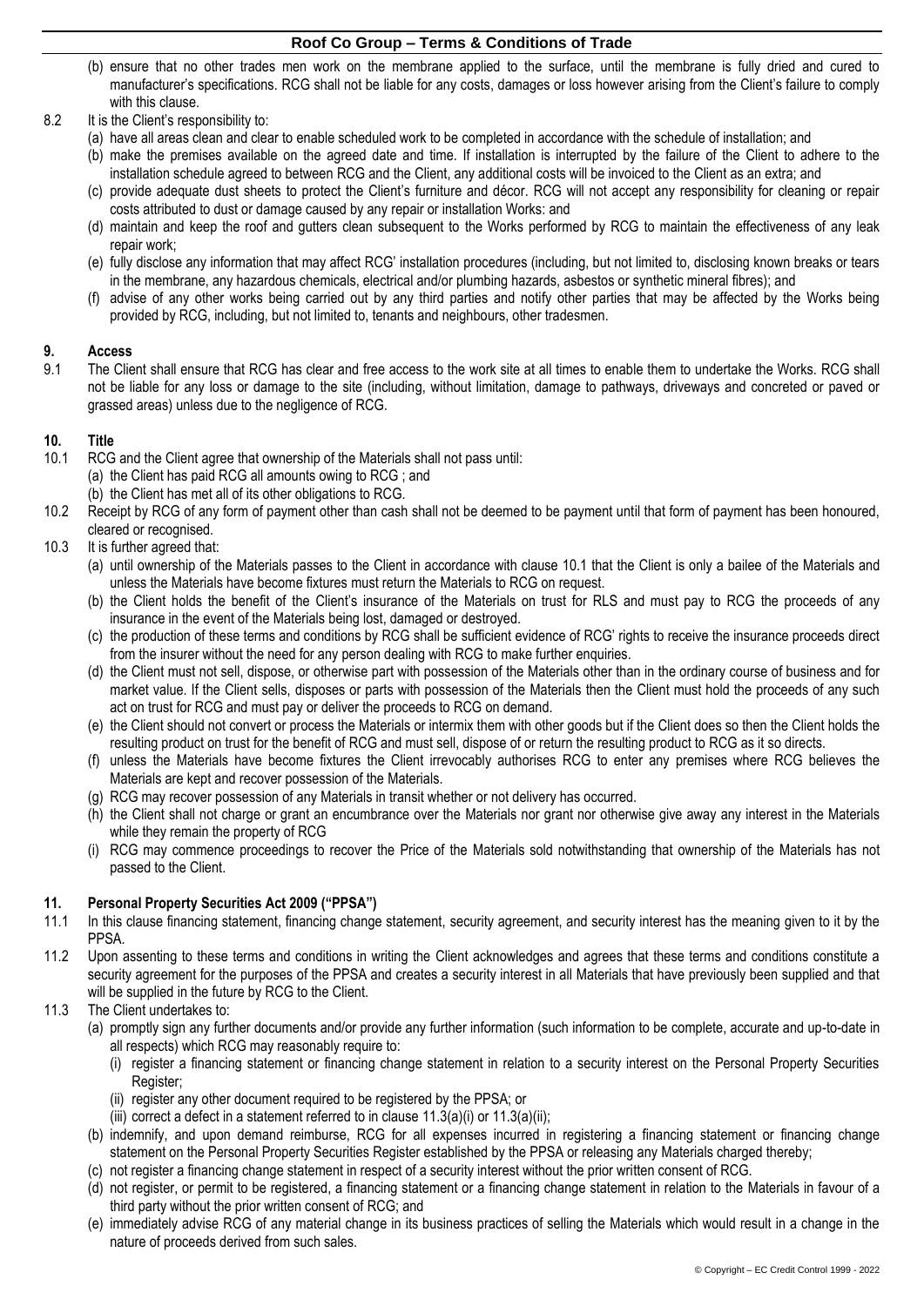(b) ensure that no other trades men work on the membrane applied to the surface, until the membrane is fully dried and cured to manufacturer's specifications. RCG shall not be liable for any costs, damages or loss however arising from the Client's failure to comply with this clause.

8.2 It is the Client's responsibility to:

(a) have all areas clean and clear to enable scheduled work to be completed in accordance with the schedule of installation; and

(b) make the premises available on the agreed date and time. If installation is interrupted by the failure of the Client to adhere to the installation schedule agreed to between RCG and the Client, any additional costs will be invoiced to the Client as an extra; and

(c) provide adequate dust sheets to protect the Client's furniture and décor. RCG will not accept any responsibility for cleaning or repair costs attributed to dust or damage caused by any repair or installation Works: and

(d) maintain and keep the roof and gutters clean subsequent to the Works performed by RCG to maintain the effectiveness of any leak repair work;

(e) fully disclose any information that may affect RCG' installation procedures (including, but not limited to, disclosing known breaks or tears in the membrane, any hazardous chemicals, electrical and/or plumbing hazards, asbestos or synthetic mineral fibres); and

(f) advise of any other works being carried out by any third parties and notify other parties that may be affected by the Works being provided by RCG, including, but not limited to, tenants and neighbours, other tradesmen.

## 9. Access

9.1 The Client shall ensure that RCG has clear and free access to the work site at all times to enable them to undertake the Works. RCG shall not be liable for any loss or damage to the site (including, without limitation, damage to pathways, driveways and concreted or paved or grassed areas) unless due to the negligence of RCG.

## 10. Title

10.1 RCG and the Client agree that ownership of the Materials shall not pass until:

(a) the Client has paid RCG all amounts owing to RCG ; and

(b) the Client has met all of its other obligations to RCG.

10.2 Receipt by RCG of any form of payment other than cash shall not be deemed to be payment until that form of payment has been honoured, cleared or recognised.

10.3 It is further agreed that:

(a) until ownership of the Materials passes to the Client in accordance with clause 10.1 that the Client is only a bailee of the Materials and unless the Materials have become fixtures must return the Materials to RCG on request.

(b) the Client holds the benefit of the Client's insurance of the Materials on trust for RLS and must pay to RCG the proceeds of any insurance in the event of the Materials being lost, damaged or destroyed.

(c) the production of these terms and conditions by RCG shall be sufficient evidence of RCG' rights to receive the insurance proceeds direct from the insurer without the need for any person dealing with RCG to make further enquiries.

(d) the Client must not sell, dispose, or otherwise part with possession of the Materials other than in the ordinary course of business and for market value. If the Client sells, disposes or parts with possession of the Materials then the Client must hold the proceeds of any such act on trust for RCG and must pay or deliver the proceeds to RCG on demand.

(e) the Client should not convert or process the Materials or intermix them with other goods but if the Client does so then the Client holds the resulting product on trust for the benefit of RCG and must sell, dispose of or return the resulting product to RCG as it so directs.

(f) unless the Materials have become fixtures the Client irrevocably authorises RCG to enter any premises where RCG believes the Materials are kept and recover possession of the Materials.

(g) RCG may recover possession of any Materials in transit whether or not delivery has occurred.

(h) the Client shall not charge or grant an encumbrance over the Materials nor grant nor otherwise give away any interest in the Materials while they remain the property of RCG

(i) RCG may commence proceedings to recover the Price of the Materials sold notwithstanding that ownership of the Materials has not passed to the Client.

## 11. Personal Property Securities Act 2009 ("PPSA")

11.1 In this clause financing statement, financing change statement, security agreement, and security interest has the meaning given to it by the PPSA.

11.2 Upon assenting to these terms and conditions in writing the Client acknowledges and agrees that these terms and conditions constitute a security agreement for the purposes of the PPSA and creates a security interest in all Materials that have previously been supplied and that will be supplied in the future by RCG to the Client.

11.3 The Client undertakes to:

(a) promptly sign any further documents and/or provide any further information (such information to be complete, accurate and up-to-date in all respects) which RCG may reasonably require to:

(i) register a financing statement or financing change statement in relation to a security interest on the Personal Property Securities Register;

(ii) register any other document required to be registered by the PPSA; or

(iii) correct a defect in a statement referred to in clause 11.3(a)(i) or 11.3(a)(ii);

(b) indemnify, and upon demand reimburse, RCG for all expenses incurred in registering a financing statement or financing change statement on the Personal Property Securities Register established by the PPSA or releasing any Materials charged thereby;

(c) not register a financing change statement in respect of a security interest without the prior written consent of RCG.

(d) not register, or permit to be registered, a financing statement or a financing change statement in relation to the Materials in favour of a third party without the prior written consent of RCG; and

(e) immediately advise RCG of any material change in its business practices of selling the Materials which would result in a change in the nature of proceeds derived from such sales.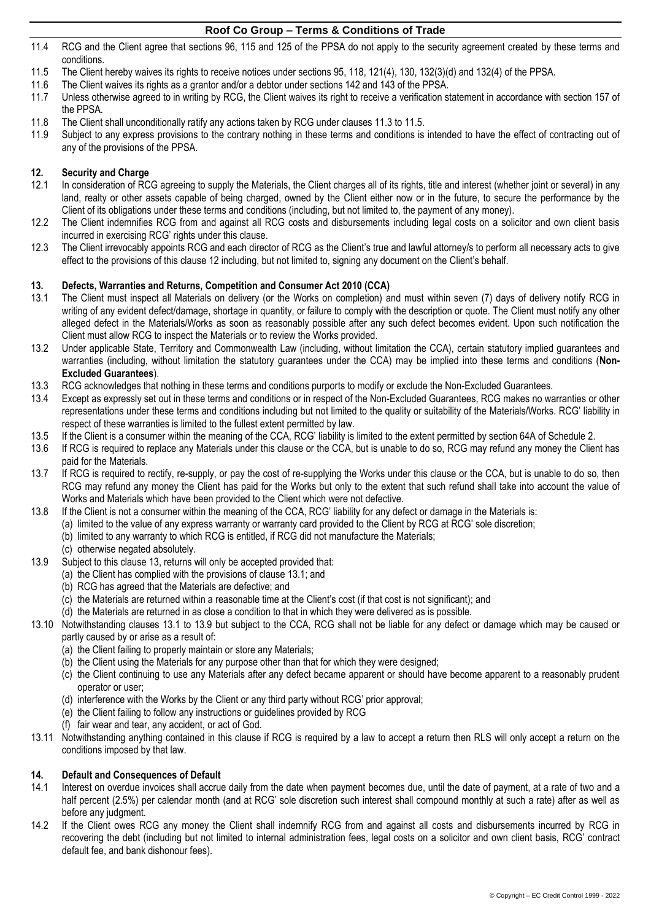11.4 RCG and the Client agree that sections 96, 115 and 125 of the PPSA do not apply to the security agreement created by these terms and conditions.

11.5 The Client hereby waives its rights to receive notices under sections 95, 118, 121(4), 130, 132(3)(d) and 132(4) of the PPSA.

11.6 The Client waives its rights as a grantor and/or a debtor under sections 142 and 143 of the PPSA.

11.7 Unless otherwise agreed to in writing by RCG, the Client waives its right to receive a verification statement in accordance with section 157 of the PPSA.

11.8 The Client shall unconditionally ratify any actions taken by RCG under clauses 11.3 to 11.5.

11.9 Subject to any express provisions to the contrary nothing in these terms and conditions is intended to have the effect of contracting out of any of the provisions of the PPSA.

## 12. Security and Charge

12.1 In consideration of RCG agreeing to supply the Materials, the Client charges all of its rights, title and interest (whether joint or several) in any land, realty or other assets capable of being charged, owned by the Client either now or in the future, to secure the performance by the Client of its obligations under these terms and conditions (including, but not limited to, the payment of any money).

12.2 The Client indemnifies RCG from and against all RCG costs and disbursements including legal costs on a solicitor and own client basis incurred in exercising RCG' rights under this clause.

12.3 The Client irrevocably appoints RCG and each director of RCG as the Client's true and lawful attorney/s to perform all necessary acts to give effect to the provisions of this clause 12 including, but not limited to, signing any document on the Client's behalf.

## 13. Defects, Warranties and Returns, Competition and Consumer Act 2010 (CCA)

13.1 The Client must inspect all Materials on delivery (or the Works on completion) and must within seven (7) days of delivery notify RCG in writing of any evident defect/damage, shortage in quantity, or failure to comply with the description or quote. The Client must notify any other alleged defect in the Materials/Works as soon as reasonably possible after any such defect becomes evident. Upon such notification the Client must allow RCG to inspect the Materials or to review the Works provided.

13.2 Under applicable State, Territory and Commonwealth Law (including, without limitation the CCA), certain statutory implied guarantees and warranties (including, without limitation the statutory guarantees under the CCA) may be implied into these terms and conditions (**Non-Excluded Guarantees**).

13.3 RCG acknowledges that nothing in these terms and conditions purports to modify or exclude the Non-Excluded Guarantees.

13.4 Except as expressly set out in these terms and conditions or in respect of the Non-Excluded Guarantees, RCG makes no warranties or other representations under these terms and conditions including but not limited to the quality or suitability of the Materials/Works. RCG' liability in respect of these warranties is limited to the fullest extent permitted by law.

13.5 If the Client is a consumer within the meaning of the CCA, RCG' liability is limited to the extent permitted by section 64A of Schedule 2.

13.6 If RCG is required to replace any Materials under this clause or the CCA, but is unable to do so, RCG may refund any money the Client has paid for the Materials.

13.7 If RCG is required to rectify, re-supply, or pay the cost of re-supplying the Works under this clause or the CCA, but is unable to do so, then RCG may refund any money the Client has paid for the Works but only to the extent that such refund shall take into account the value of Works and Materials which have been provided to the Client which were not defective.

13.8 If the Client is not a consumer within the meaning of the CCA, RCG' liability for any defect or damage in the Materials is:
(a) limited to the value of any express warranty or warranty card provided to the Client by RCG at RCG' sole discretion;
(b) limited to any warranty to which RCG is entitled, if RCG did not manufacture the Materials;
(c) otherwise negated absolutely.

13.9 Subject to this clause 13, returns will only be accepted provided that:
(a) the Client has complied with the provisions of clause 13.1; and
(b) RCG has agreed that the Materials are defective; and
(c) the Materials are returned within a reasonable time at the Client's cost (if that cost is not significant); and
(d) the Materials are returned in as close a condition to that in which they were delivered as is possible.

13.10 Notwithstanding clauses 13.1 to 13.9 but subject to the CCA, RCG shall not be liable for any defect or damage which may be caused or partly caused by or arise as a result of:
(a) the Client failing to properly maintain or store any Materials;
(b) the Client using the Materials for any purpose other than that for which they were designed;
(c) the Client continuing to use any Materials after any defect became apparent or should have become apparent to a reasonably prudent operator or user;
(d) interference with the Works by the Client or any third party without RCG' prior approval;
(e) the Client failing to follow any instructions or guidelines provided by RCG
(f) fair wear and tear, any accident, or act of God.

13.11 Notwithstanding anything contained in this clause if RCG is required by a law to accept a return then RLS will only accept a return on the conditions imposed by that law.

## 14. Default and Consequences of Default

14.1 Interest on overdue invoices shall accrue daily from the date when payment becomes due, until the date of payment, at a rate of two and a half percent (2.5%) per calendar month (and at RCG' sole discretion such interest shall compound monthly at such a rate) after as well as before any judgment.

14.2 If the Client owes RCG any money the Client shall indemnify RCG from and against all costs and disbursements incurred by RCG in recovering the debt (including but not limited to internal administration fees, legal costs on a solicitor and own client basis, RCG' contract default fee, and bank dishonour fees).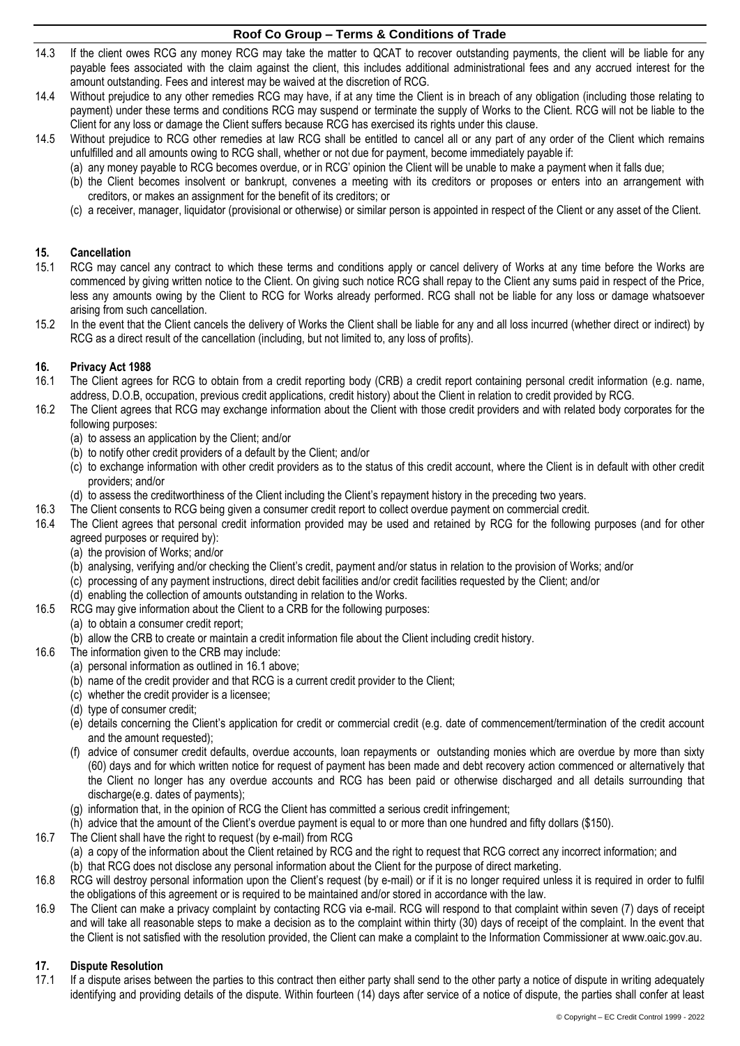14.3 If the client owes RCG any money RCG may take the matter to QCAT to recover outstanding payments, the client will be liable for any payable fees associated with the claim against the client, this includes additional administrational fees and any accrued interest for the amount outstanding. Fees and interest may be waived at the discretion of RCG.

14.4 Without prejudice to any other remedies RCG may have, if at any time the Client is in breach of any obligation (including those relating to payment) under these terms and conditions RCG may suspend or terminate the supply of Works to the Client. RCG will not be liable to the Client for any loss or damage the Client suffers because RCG has exercised its rights under this clause.

14.5 Without prejudice to RCG other remedies at law RCG shall be entitled to cancel all or any part of any order of the Client which remains unfulfilled and all amounts owing to RCG shall, whether or not due for payment, become immediately payable if:

(a) any money payable to RCG becomes overdue, or in RCG' opinion the Client will be unable to make a payment when it falls due;

(b) the Client becomes insolvent or bankrupt, convenes a meeting with its creditors or proposes or enters into an arrangement with creditors, or makes an assignment for the benefit of its creditors; or

(c) a receiver, manager, liquidator (provisional or otherwise) or similar person is appointed in respect of the Client or any asset of the Client.

## 15. Cancellation

15.1 RCG may cancel any contract to which these terms and conditions apply or cancel delivery of Works at any time before the Works are commenced by giving written notice to the Client. On giving such notice RCG shall repay to the Client any sums paid in respect of the Price, less any amounts owing by the Client to RCG for Works already performed. RCG shall not be liable for any loss or damage whatsoever arising from such cancellation.

15.2 In the event that the Client cancels the delivery of Works the Client shall be liable for any and all loss incurred (whether direct or indirect) by RCG as a direct result of the cancellation (including, but not limited to, any loss of profits).

## 16. Privacy Act 1988

16.1 The Client agrees for RCG to obtain from a credit reporting body (CRB) a credit report containing personal credit information (e.g. name, address, D.O.B, occupation, previous credit applications, credit history) about the Client in relation to credit provided by RCG.

16.2 The Client agrees that RCG may exchange information about the Client with those credit providers and with related body corporates for the following purposes:

(a) to assess an application by the Client; and/or

(b) to notify other credit providers of a default by the Client; and/or

(c) to exchange information with other credit providers as to the status of this credit account, where the Client is in default with other credit providers; and/or

(d) to assess the creditworthiness of the Client including the Client's repayment history in the preceding two years.

16.3 The Client consents to RCG being given a consumer credit report to collect overdue payment on commercial credit.

16.4 The Client agrees that personal credit information provided may be used and retained by RCG for the following purposes (and for other agreed purposes or required by):

(a) the provision of Works; and/or

(b) analysing, verifying and/or checking the Client's credit, payment and/or status in relation to the provision of Works; and/or

(c) processing of any payment instructions, direct debit facilities and/or credit facilities requested by the Client; and/or

(d) enabling the collection of amounts outstanding in relation to the Works.

16.5 RCG may give information about the Client to a CRB for the following purposes:

(a) to obtain a consumer credit report;

(b) allow the CRB to create or maintain a credit information file about the Client including credit history.

16.6 The information given to the CRB may include:

(a) personal information as outlined in 16.1 above;

(b) name of the credit provider and that RCG is a current credit provider to the Client;

(c) whether the credit provider is a licensee;

(d) type of consumer credit;

(e) details concerning the Client's application for credit or commercial credit (e.g. date of commencement/termination of the credit account and the amount requested);

(f) advice of consumer credit defaults, overdue accounts, loan repayments or outstanding monies which are overdue by more than sixty (60) days and for which written notice for request of payment has been made and debt recovery action commenced or alternatively that the Client no longer has any overdue accounts and RCG has been paid or otherwise discharged and all details surrounding that discharge(e.g. dates of payments);

(g) information that, in the opinion of RCG the Client has committed a serious credit infringement;

(h) advice that the amount of the Client's overdue payment is equal to or more than one hundred and fifty dollars ($150).

16.7 The Client shall have the right to request (by e-mail) from RCG

(a) a copy of the information about the Client retained by RCG and the right to request that RCG correct any incorrect information; and

(b) that RCG does not disclose any personal information about the Client for the purpose of direct marketing.

16.8 RCG will destroy personal information upon the Client's request (by e-mail) or if it is no longer required unless it is required in order to fulfil the obligations of this agreement or is required to be maintained and/or stored in accordance with the law.

16.9 The Client can make a privacy complaint by contacting RCG via e-mail. RCG will respond to that complaint within seven (7) days of receipt and will take all reasonable steps to make a decision as to the complaint within thirty (30) days of receipt of the complaint. In the event that the Client is not satisfied with the resolution provided, the Client can make a complaint to the Information Commissioner at www.oaic.gov.au.

## 17. Dispute Resolution

17.1 If a dispute arises between the parties to this contract then either party shall send to the other party a notice of dispute in writing adequately identifying and providing details of the dispute. Within fourteen (14) days after service of a notice of dispute, the parties shall confer at least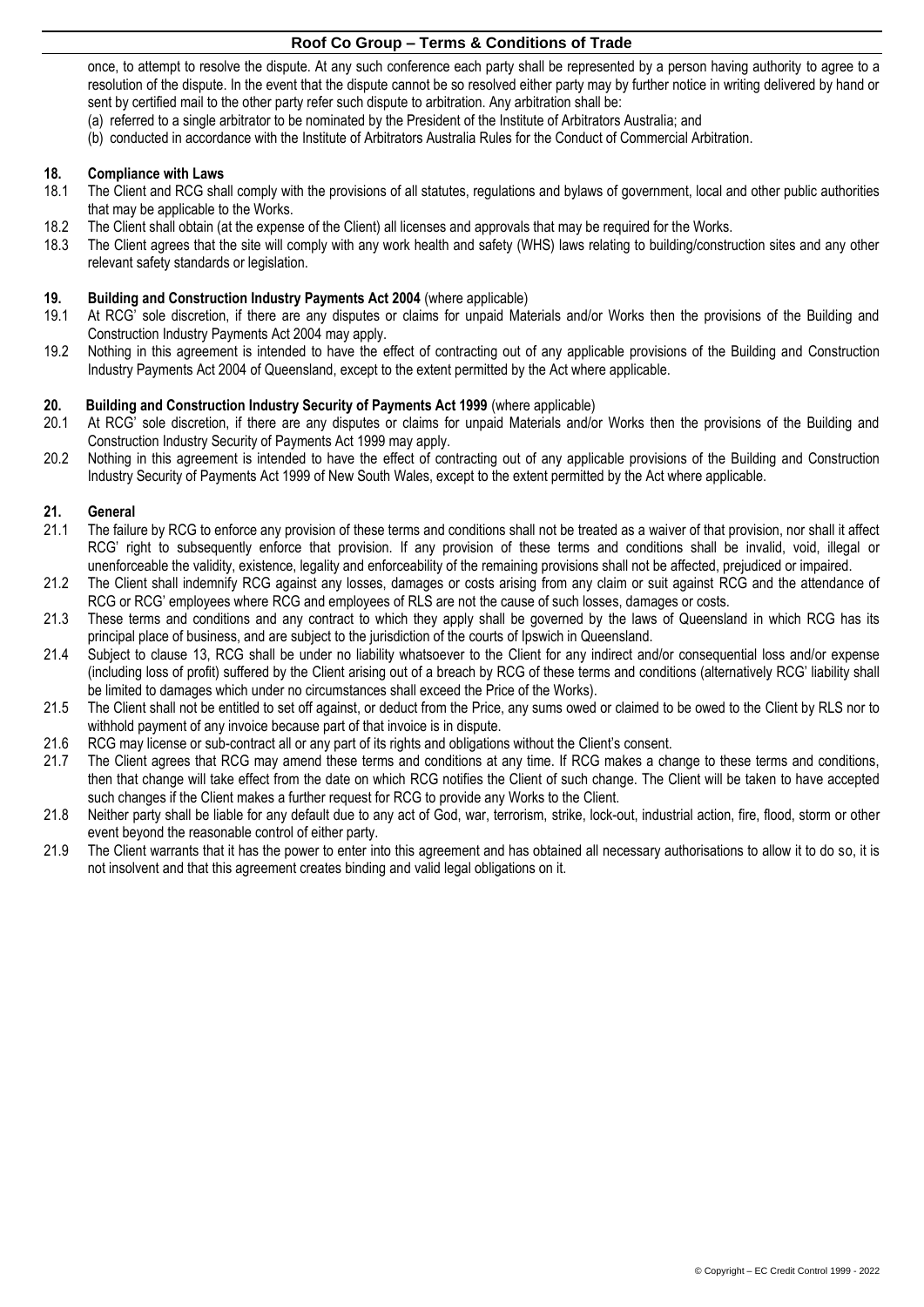once, to attempt to resolve the dispute. At any such conference each party shall be represented by a person having authority to agree to a resolution of the dispute. In the event that the dispute cannot be so resolved either party may by further notice in writing delivered by hand or sent by certified mail to the other party refer such dispute to arbitration. Any arbitration shall be:

(a) referred to a single arbitrator to be nominated by the President of the Institute of Arbitrators Australia; and

(b) conducted in accordance with the Institute of Arbitrators Australia Rules for the Conduct of Commercial Arbitration.

**18. Compliance with Laws**

18.1 The Client and RCG shall comply with the provisions of all statutes, regulations and bylaws of government, local and other public authorities that may be applicable to the Works.

18.2 The Client shall obtain (at the expense of the Client) all licenses and approvals that may be required for the Works.

18.3 The Client agrees that the site will comply with any work health and safety (WHS) laws relating to building/construction sites and any other relevant safety standards or legislation.

**19. Building and Construction Industry Payments Act 2004** (where applicable)

19.1 At RCG' sole discretion, if there are any disputes or claims for unpaid Materials and/or Works then the provisions of the Building and Construction Industry Payments Act 2004 may apply.

19.2 Nothing in this agreement is intended to have the effect of contracting out of any applicable provisions of the Building and Construction Industry Payments Act 2004 of Queensland, except to the extent permitted by the Act where applicable.

**20. Building and Construction Industry Security of Payments Act 1999** (where applicable)

20.1 At RCG' sole discretion, if there are any disputes or claims for unpaid Materials and/or Works then the provisions of the Building and Construction Industry Security of Payments Act 1999 may apply.

20.2 Nothing in this agreement is intended to have the effect of contracting out of any applicable provisions of the Building and Construction Industry Security of Payments Act 1999 of New South Wales, except to the extent permitted by the Act where applicable.

**21. General**

21.1 The failure by RCG to enforce any provision of these terms and conditions shall not be treated as a waiver of that provision, nor shall it affect RCG' right to subsequently enforce that provision. If any provision of these terms and conditions shall be invalid, void, illegal or unenforceable the validity, existence, legality and enforceability of the remaining provisions shall not be affected, prejudiced or impaired.

21.2 The Client shall indemnify RCG against any losses, damages or costs arising from any claim or suit against RCG and the attendance of RCG or RCG' employees where RCG and employees of RLS are not the cause of such losses, damages or costs.

21.3 These terms and conditions and any contract to which they apply shall be governed by the laws of Queensland in which RCG has its principal place of business, and are subject to the jurisdiction of the courts of Ipswich in Queensland.

21.4 Subject to clause 13, RCG shall be under no liability whatsoever to the Client for any indirect and/or consequential loss and/or expense (including loss of profit) suffered by the Client arising out of a breach by RCG of these terms and conditions (alternatively RCG' liability shall be limited to damages which under no circumstances shall exceed the Price of the Works).

21.5 The Client shall not be entitled to set off against, or deduct from the Price, any sums owed or claimed to be owed to the Client by RLS nor to withhold payment of any invoice because part of that invoice is in dispute.

21.6 RCG may license or sub-contract all or any part of its rights and obligations without the Client's consent.

21.7 The Client agrees that RCG may amend these terms and conditions at any time. If RCG makes a change to these terms and conditions, then that change will take effect from the date on which RCG notifies the Client of such change. The Client will be taken to have accepted such changes if the Client makes a further request for RCG to provide any Works to the Client.

21.8 Neither party shall be liable for any default due to any act of God, war, terrorism, strike, lock-out, industrial action, fire, flood, storm or other event beyond the reasonable control of either party.

21.9 The Client warrants that it has the power to enter into this agreement and has obtained all necessary authorisations to allow it to do so, it is not insolvent and that this agreement creates binding and valid legal obligations on it.